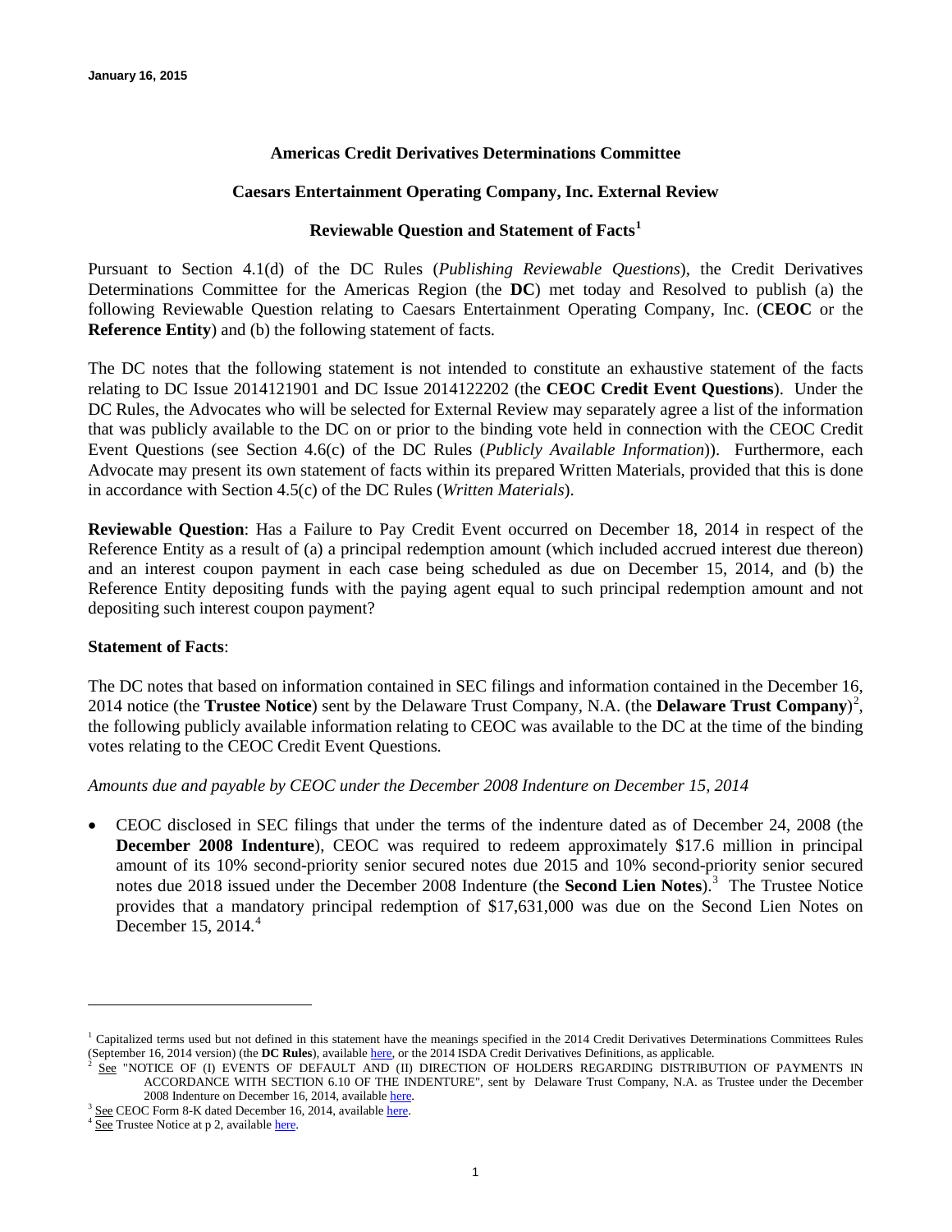**January 16, 2015**

**Americas Credit Derivatives Determinations Committee**

**Caesars Entertainment Operating Company, Inc. External Review**

**Reviewable Question and Statement of Facts**[1]

Pursuant to Section 4.1(d) of the DC Rules (*Publishing Reviewable Questions*), the Credit Derivatives Determinations Committee for the Americas Region (the **DC**) met today and Resolved to publish (a) the following Reviewable Question relating to Caesars Entertainment Operating Company, Inc. (**CEOC** or the **Reference Entity**) and (b) the following statement of facts.

The DC notes that the following statement is not intended to constitute an exhaustive statement of the facts relating to DC Issue 2014121901 and DC Issue 2014122202 (the **CEOC Credit Event Questions**). Under the DC Rules, the Advocates who will be selected for External Review may separately agree a list of the information that was publicly available to the DC on or prior to the binding vote held in connection with the CEOC Credit Event Questions (see Section 4.6(c) of the DC Rules (*Publicly Available Information*)). Furthermore, each Advocate may present its own statement of facts within its prepared Written Materials, provided that this is done in accordance with Section 4.5(c) of the DC Rules (*Written Materials*).

**Reviewable Question**: Has a Failure to Pay Credit Event occurred on December 18, 2014 in respect of the Reference Entity as a result of (a) a principal redemption amount (which included accrued interest due thereon) and an interest coupon payment in each case being scheduled as due on December 15, 2014, and (b) the Reference Entity depositing funds with the paying agent equal to such principal redemption amount and not depositing such interest coupon payment?

**Statement of Facts**:

The DC notes that based on information contained in SEC filings and information contained in the December 16, 2014 notice (the **Trustee Notice**) sent by the Delaware Trust Company, N.A. (the **Delaware Trust Company**)[2], the following publicly available information relating to CEOC was available to the DC at the time of the binding votes relating to the CEOC Credit Event Questions.

*Amounts due and payable by CEOC under the December 2008 Indenture on December 15, 2014*

- CEOC disclosed in SEC filings that under the terms of the indenture dated as of December 24, 2008 (the **December 2008 Indenture**), CEOC was required to redeem approximately $17.6 million in principal amount of its 10% second-priority senior secured notes due 2015 and 10% second-priority senior secured notes due 2018 issued under the December 2008 Indenture (the **Second Lien Notes**).[3] The Trustee Notice provides that a mandatory principal redemption of $17,631,000 was due on the Second Lien Notes on December 15, 2014.[4]

---

[1] Capitalized terms used but not defined in this statement have the meanings specified in the 2014 Credit Derivatives Determinations Committees Rules (September 16, 2014 version) (the **DC Rules**), available here, or the 2014 ISDA Credit Derivatives Definitions, as applicable.

[2] See "NOTICE OF (I) EVENTS OF DEFAULT AND (II) DIRECTION OF HOLDERS REGARDING DISTRIBUTION OF PAYMENTS IN ACCORDANCE WITH SECTION 6.10 OF THE INDENTURE", sent by Delaware Trust Company, N.A. as Trustee under the December 2008 Indenture on December 16, 2014, available here.

[3] See CEOC Form 8-K dated December 16, 2014, available here.

[4] See Trustee Notice at p 2, available here.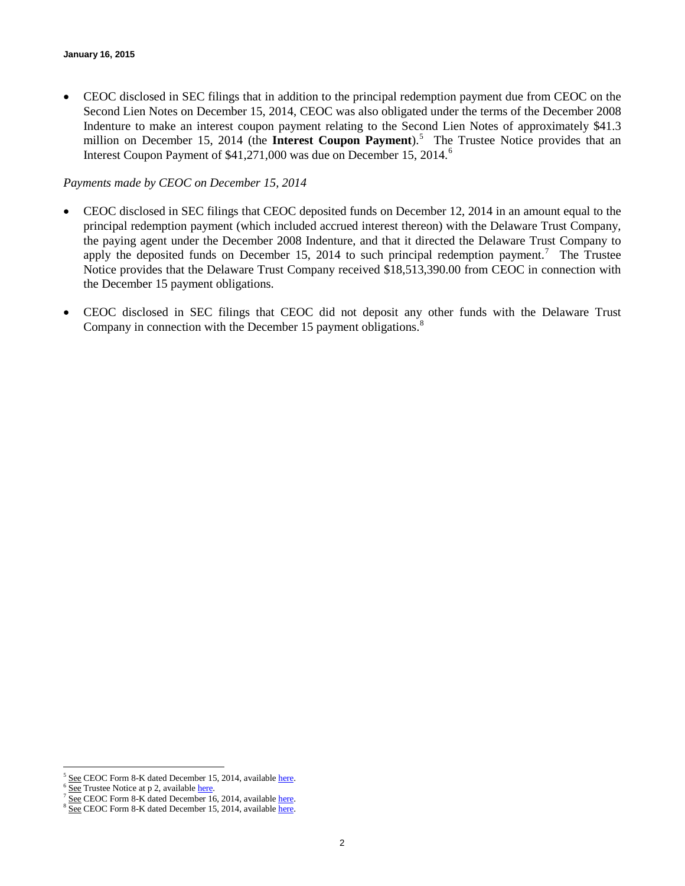- CEOC disclosed in SEC filings that in addition to the principal redemption payment due from CEOC on the Second Lien Notes on December 15, 2014, CEOC was also obligated under the terms of the December 2008 Indenture to make an interest coupon payment relating to the Second Lien Notes of approximately $41.3 million on December 15, 2014 (the **Interest Coupon Payment**).[5] The Trustee Notice provides that an Interest Coupon Payment of $41,271,000 was due on December 15, 2014.[6]

*Payments made by CEOC on December 15, 2014*

- CEOC disclosed in SEC filings that CEOC deposited funds on December 12, 2014 in an amount equal to the principal redemption payment (which included accrued interest thereon) with the Delaware Trust Company, the paying agent under the December 2008 Indenture, and that it directed the Delaware Trust Company to apply the deposited funds on December 15, 2014 to such principal redemption payment.[7] The Trustee Notice provides that the Delaware Trust Company received $18,513,390.00 from CEOC in connection with the December 15 payment obligations.

- CEOC disclosed in SEC filings that CEOC did not deposit any other funds with the Delaware Trust Company in connection with the December 15 payment obligations.[8]

---

[5] See CEOC Form 8-K dated December 15, 2014, available here.
[6] See Trustee Notice at p 2, available here.
[7] See CEOC Form 8-K dated December 16, 2014, available here.
[8] See CEOC Form 8-K dated December 15, 2014, available here.